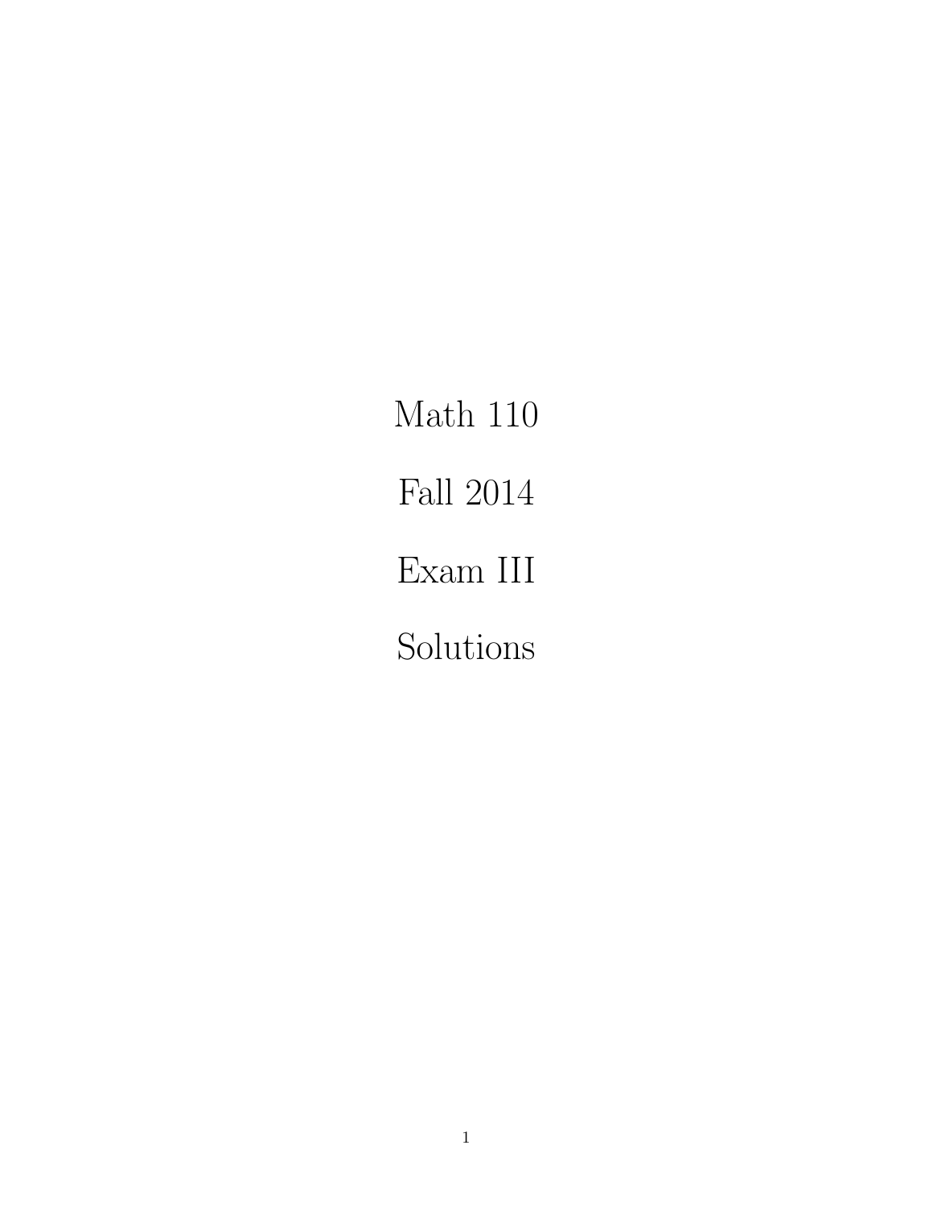# Math 110

# Fall 2014

# Exam III

# Solutions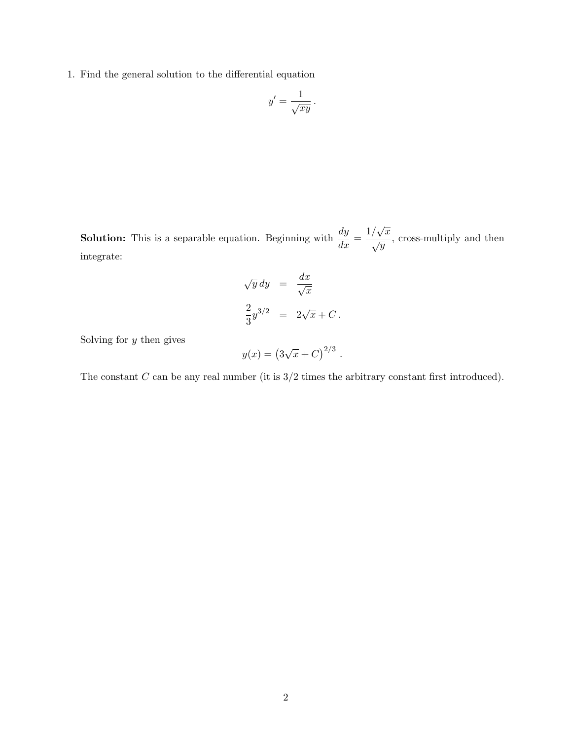1. Find the general solution to the differential equation

$$y' = \frac{1}{\sqrt{xy}}\,.$$

**Solution:** This is a separable equation. Beginning with $\dfrac{dy}{dx} = \dfrac{1/\sqrt{x}}{\sqrt{y}}$, cross-multiply and then integrate:

$$\begin{aligned} \sqrt{y}\,dy &= \frac{dx}{\sqrt{x}} \\ \frac{2}{3}y^{3/2} &= 2\sqrt{x} + C\,. \end{aligned}$$

Solving for $y$ then gives

$$y(x) = \left(3\sqrt{x} + C\right)^{2/3}\,.$$

The constant $C$ can be any real number (it is $3/2$ times the arbitrary constant first introduced).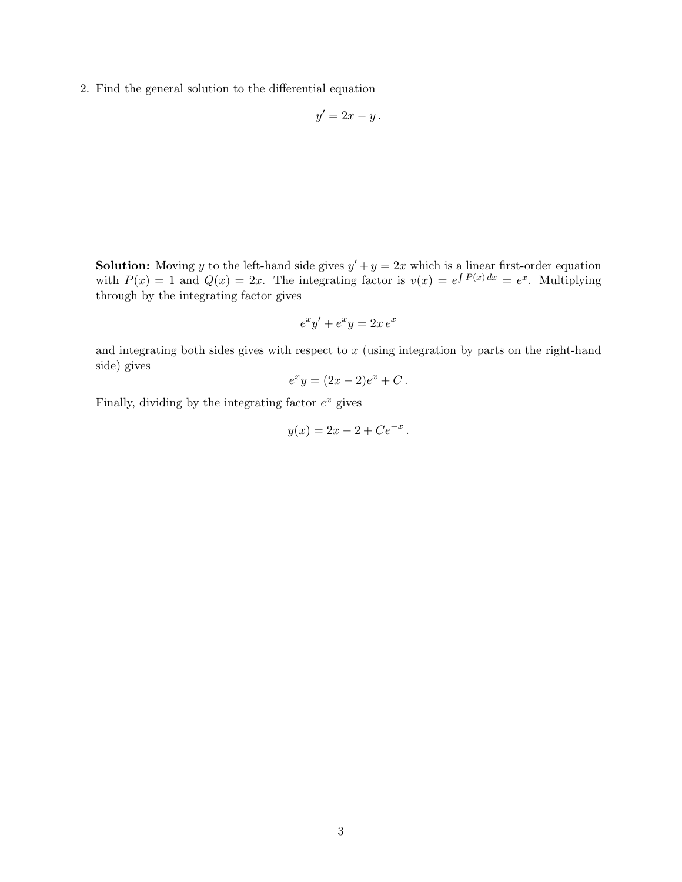2. Find the general solution to the differential equation

$$y' = 2x - y\,.$$

**Solution:** Moving $y$ to the left-hand side gives $y' + y = 2x$ which is a linear first-order equation with $P(x) = 1$ and $Q(x) = 2x$. The integrating factor is $v(x) = e^{\int P(x)\,dx} = e^x$. Multiplying through by the integrating factor gives

$$e^x y' + e^x y = 2x\,e^x$$

and integrating both sides gives with respect to $x$ (using integration by parts on the right-hand side) gives

$$e^x y = (2x - 2)e^x + C\,.$$

Finally, dividing by the integrating factor $e^x$ gives

$$y(x) = 2x - 2 + Ce^{-x}\,.$$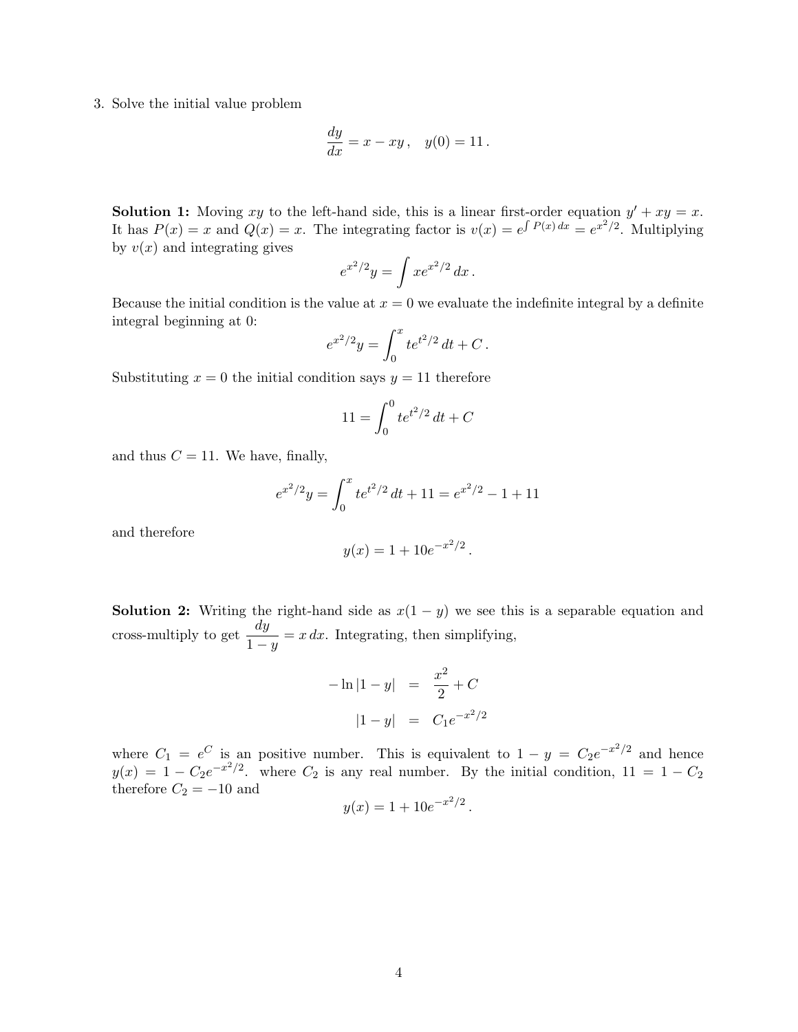3. Solve the initial value problem

$$\frac{dy}{dx} = x - xy\,, \quad y(0) = 11\,.$$

**Solution 1:** Moving $xy$ to the left-hand side, this is a linear first-order equation $y' + xy = x$. It has $P(x) = x$ and $Q(x) = x$. The integrating factor is $v(x) = e^{\int P(x)\,dx} = e^{x^2/2}$. Multiplying by $v(x)$ and integrating gives

$$e^{x^2/2} y = \int x e^{x^2/2}\,dx\,.$$

Because the initial condition is the value at $x = 0$ we evaluate the indefinite integral by a definite integral beginning at 0:

$$e^{x^2/2} y = \int_0^x t e^{t^2/2}\,dt + C\,.$$

Substituting $x = 0$ the initial condition says $y = 11$ therefore

$$11 = \int_0^0 t e^{t^2/2}\,dt + C$$

and thus $C = 11$. We have, finally,

$$e^{x^2/2} y = \int_0^x t e^{t^2/2}\,dt + 11 = e^{x^2/2} - 1 + 11$$

and therefore

$$y(x) = 1 + 10e^{-x^2/2}\,.$$

**Solution 2:** Writing the right-hand side as $x(1-y)$ we see this is a separable equation and cross-multiply to get $\dfrac{dy}{1-y} = x\,dx$. Integrating, then simplifying,

$$\begin{aligned} -\ln|1-y| &= \frac{x^2}{2} + C \\ |1-y| &= C_1 e^{-x^2/2} \end{aligned}$$

where $C_1 = e^C$ is an positive number. This is equivalent to $1 - y = C_2 e^{-x^2/2}$ and hence $y(x) = 1 - C_2 e^{-x^2/2}$. where $C_2$ is any real number. By the initial condition, $11 = 1 - C_2$ therefore $C_2 = -10$ and

$$y(x) = 1 + 10e^{-x^2/2}\,.$$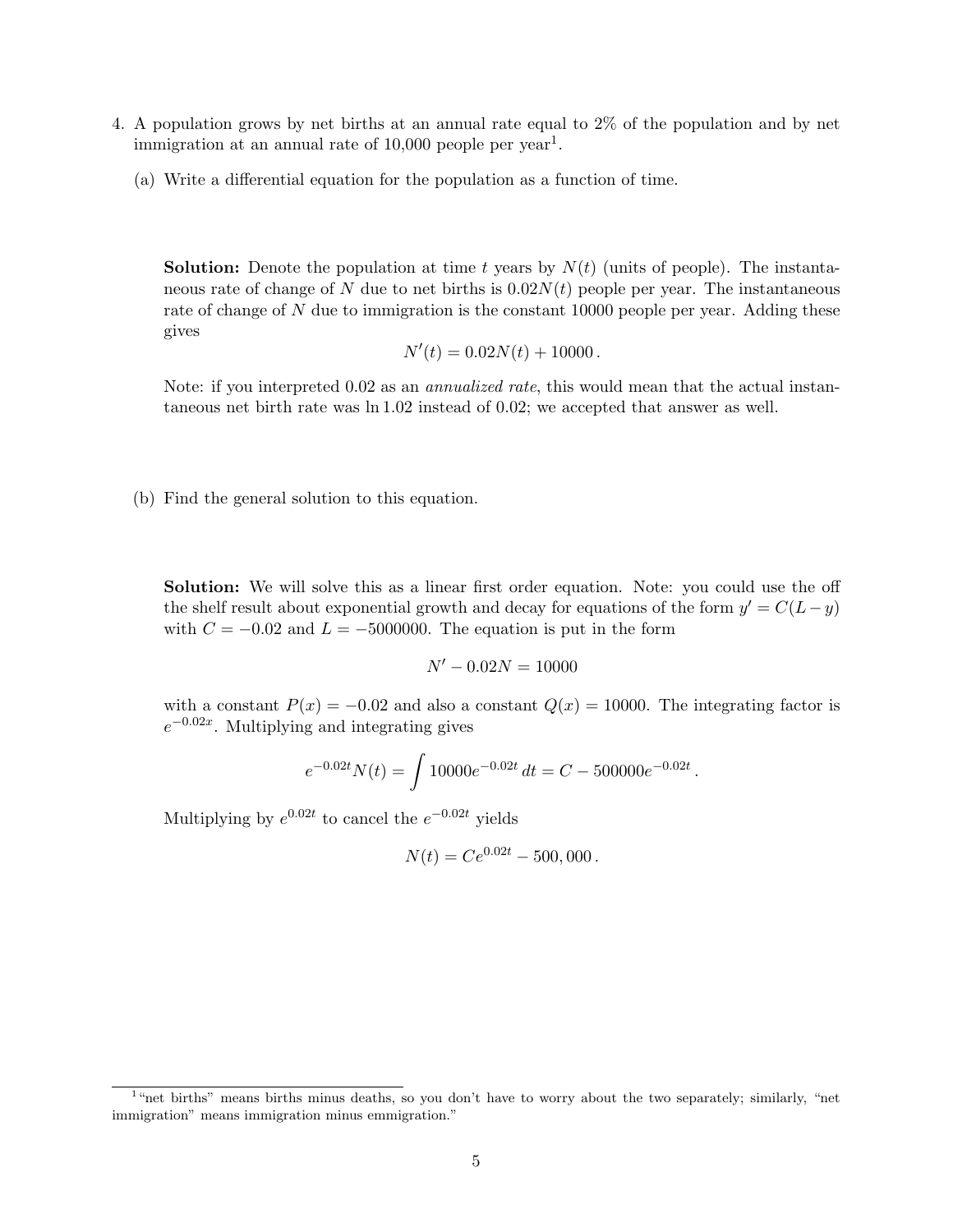4. A population grows by net births at an annual rate equal to 2% of the population and by net immigration at an annual rate of 10,000 people per year[1].

   (a) Write a differential equation for the population as a function of time.

   **Solution:** Denote the population at time $t$ years by $N(t)$ (units of people). The instantaneous rate of change of $N$ due to net births is $0.02N(t)$ people per year. The instantaneous rate of change of $N$ due to immigration is the constant 10000 people per year. Adding these gives

   $$N'(t) = 0.02N(t) + 10000\,.$$

   Note: if you interpreted 0.02 as an *annualized rate*, this would mean that the actual instantaneous net birth rate was $\ln 1.02$ instead of 0.02; we accepted that answer as well.

   (b) Find the general solution to this equation.

   **Solution:** We will solve this as a linear first order equation. Note: you could use the off the shelf result about exponential growth and decay for equations of the form $y' = C(L - y)$ with $C = -0.02$ and $L = -5000000$. The equation is put in the form

   $$N' - 0.02N = 10000$$

   with a constant $P(x) = -0.02$ and also a constant $Q(x) = 10000$. The integrating factor is $e^{-0.02x}$. Multiplying and integrating gives

   $$e^{-0.02t}N(t) = \int 10000e^{-0.02t}\,dt = C - 500000e^{-0.02t}\,.$$

   Multiplying by $e^{0.02t}$ to cancel the $e^{-0.02t}$ yields

   $$N(t) = Ce^{0.02t} - 500,000\,.$$

[1] "net births" means births minus deaths, so you don't have to worry about the two separately; similarly, "net immigration" means immigration minus emmigration."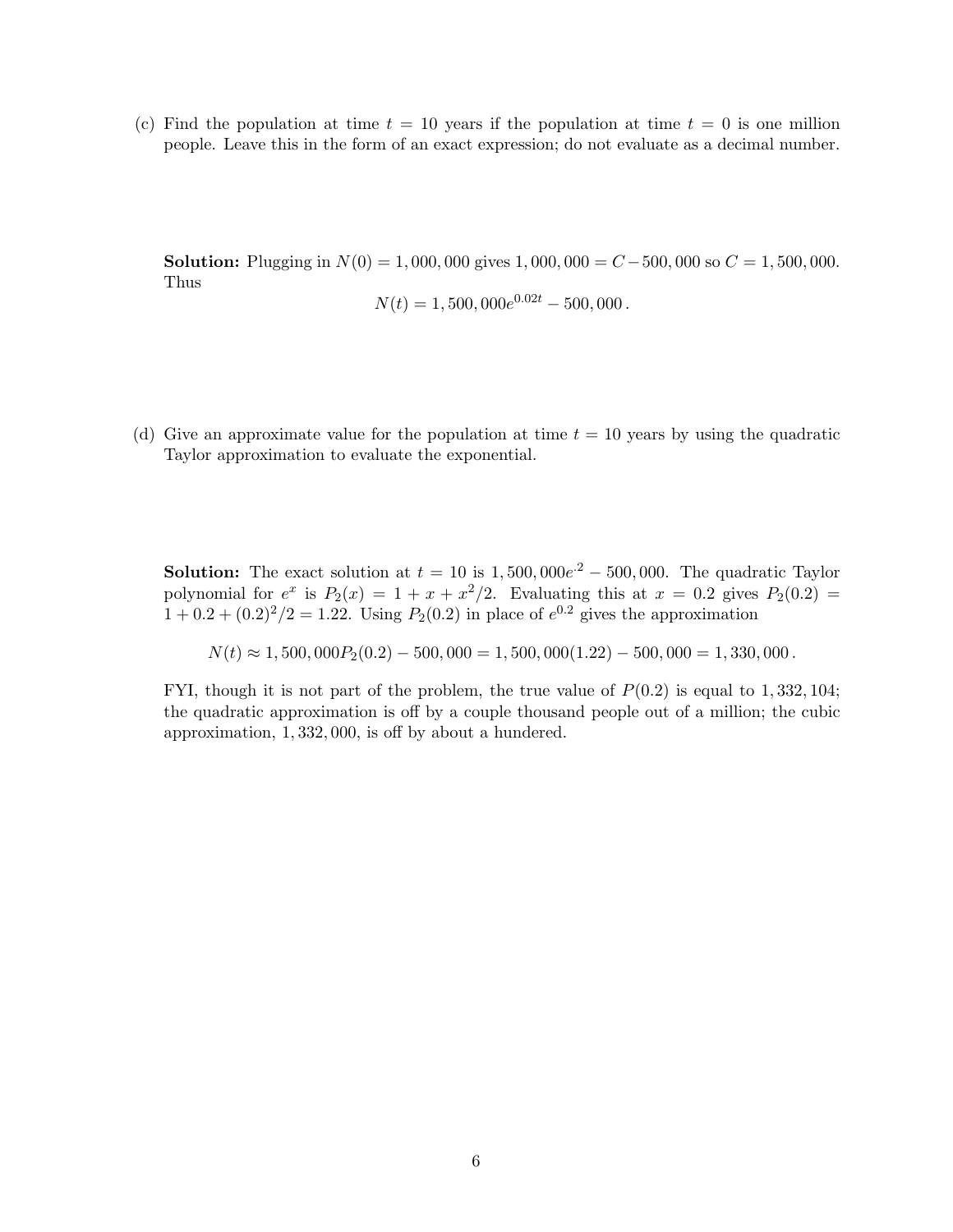(c) Find the population at time $t = 10$ years if the population at time $t = 0$ is one million people. Leave this in the form of an exact expression; do not evaluate as a decimal number.

**Solution:** Plugging in $N(0) = 1,000,000$ gives $1,000,000 = C - 500,000$ so $C = 1,500,000$. Thus

$$N(t) = 1,500,000e^{0.02t} - 500,000\,.$$

(d) Give an approximate value for the population at time $t = 10$ years by using the quadratic Taylor approximation to evaluate the exponential.

**Solution:** The exact solution at $t = 10$ is $1,500,000e^{.2} - 500,000$. The quadratic Taylor polynomial for $e^x$ is $P_2(x) = 1 + x + x^2/2$. Evaluating this at $x = 0.2$ gives $P_2(0.2) = 1 + 0.2 + (0.2)^2/2 = 1.22$. Using $P_2(0.2)$ in place of $e^{0.2}$ gives the approximation

$$N(t) \approx 1,500,000P_2(0.2) - 500,000 = 1,500,000(1.22) - 500,000 = 1,330,000\,.$$

FYI, though it is not part of the problem, the true value of $P(0.2)$ is equal to $1,332,104$; the quadratic approximation is off by a couple thousand people out of a million; the cubic approximation, $1,332,000$, is off by about a hundered.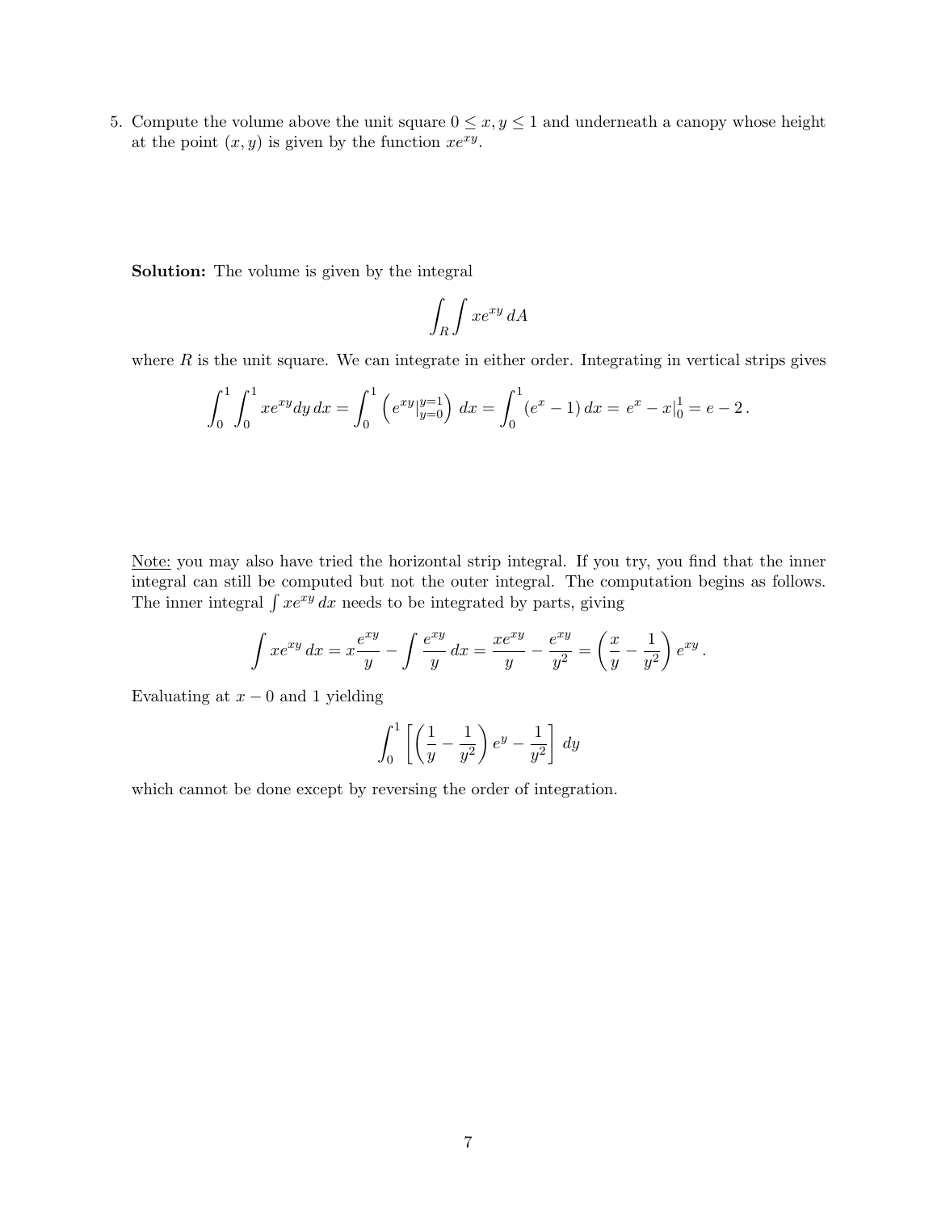5. Compute the volume above the unit square $0 \le x, y \le 1$ and underneath a canopy whose height at the point $(x, y)$ is given by the function $xe^{xy}$.

**Solution:** The volume is given by the integral

$$\int_R \int xe^{xy}\, dA$$

where $R$ is the unit square. We can integrate in either order. Integrating in vertical strips gives

$$\int_0^1 \int_0^1 xe^{xy} dy\, dx = \int_0^1 \left( e^{xy}|_{y=0}^{y=1} \right)\, dx = \int_0^1 (e^x - 1)\, dx = e^x - x|_0^1 = e - 2\,.$$

<u>Note:</u> you may also have tried the horizontal strip integral. If you try, you find that the inner integral can still be computed but not the outer integral. The computation begins as follows. The inner integral $\int xe^{xy}\, dx$ needs to be integrated by parts, giving

$$\int xe^{xy}\, dx = x\frac{e^{xy}}{y} - \int \frac{e^{xy}}{y}\, dx = \frac{xe^{xy}}{y} - \frac{e^{xy}}{y^2} = \left( \frac{x}{y} - \frac{1}{y^2} \right) e^{xy}\,.$$

Evaluating at $x - 0$ and 1 yielding

$$\int_0^1 \left[ \left( \frac{1}{y} - \frac{1}{y^2} \right) e^y - \frac{1}{y^2} \right]\, dy$$

which cannot be done except by reversing the order of integration.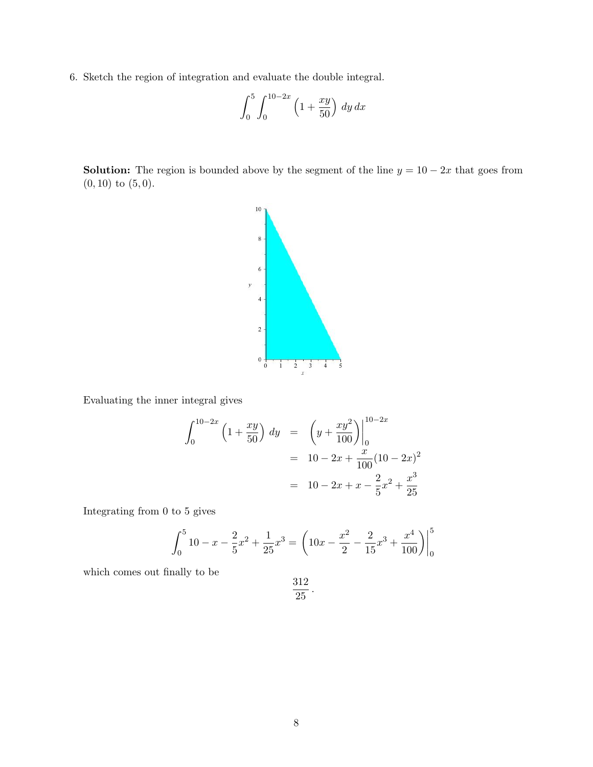6. Sketch the region of integration and evaluate the double integral.

$$\int_0^5 \int_0^{10-2x} \left(1 + \frac{xy}{50}\right) \, dy \, dx$$

**Solution:** The region is bounded above by the segment of the line $y = 10 - 2x$ that goes from $(0, 10)$ to $(5, 0)$.

Evaluating the inner integral gives

$$\begin{aligned}
\int_0^{10-2x} \left(1 + \frac{xy}{50}\right) \, dy &= \left(y + \frac{xy^2}{100}\right)\Bigg|_0^{10-2x} \\
&= 10 - 2x + \frac{x}{100}(10 - 2x)^2 \\
&= 10 - 2x + x - \frac{2}{5}x^2 + \frac{x^3}{25}
\end{aligned}$$

Integrating from 0 to 5 gives

$$\int_0^5 10 - x - \frac{2}{5}x^2 + \frac{1}{25}x^3 = \left(10x - \frac{x^2}{2} - \frac{2}{15}x^3 + \frac{x^4}{100}\right)\Bigg|_0^5$$

which comes out finally to be

$$\frac{312}{25}.$$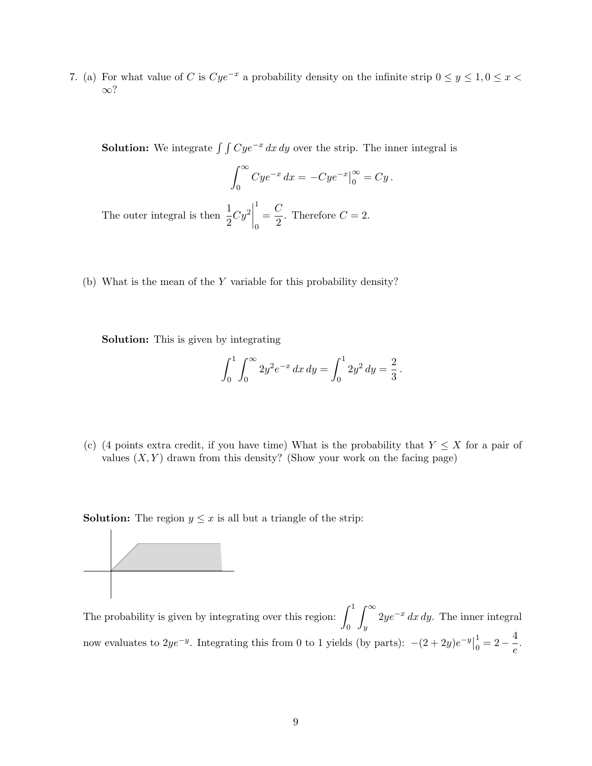7. (a) For what value of $C$ is $Cye^{-x}$ a probability density on the infinite strip $0 \le y \le 1, 0 \le x < \infty$?

**Solution:** We integrate $\int\int Cye^{-x}\,dx\,dy$ over the strip. The inner integral is

$$\int_0^\infty Cye^{-x}\,dx = -Cye^{-x}\Big|_0^\infty = Cy\,.$$

The outer integral is then $\frac{1}{2}Cy^2\Big|_0^1 = \frac{C}{2}$. Therefore $C = 2$.

(b) What is the mean of the $Y$ variable for this probability density?

**Solution:** This is given by integrating

$$\int_0^1 \int_0^\infty 2y^2 e^{-x}\,dx\,dy = \int_0^1 2y^2\,dy = \frac{2}{3}\,.$$

(c) (4 points extra credit, if you have time) What is the probability that $Y \le X$ for a pair of values $(X, Y)$ drawn from this density? (Show your work on the facing page)

**Solution:** The region $y \le x$ is all but a triangle of the strip:

The probability is given by integrating over this region: $\displaystyle\int_0^1 \int_y^\infty 2ye^{-x}\,dx\,dy$. The inner integral now evaluates to $2ye^{-y}$. Integrating this from 0 to 1 yields (by parts): $-(2+2y)e^{-y}\Big|_0^1 = 2 - \frac{4}{e}$.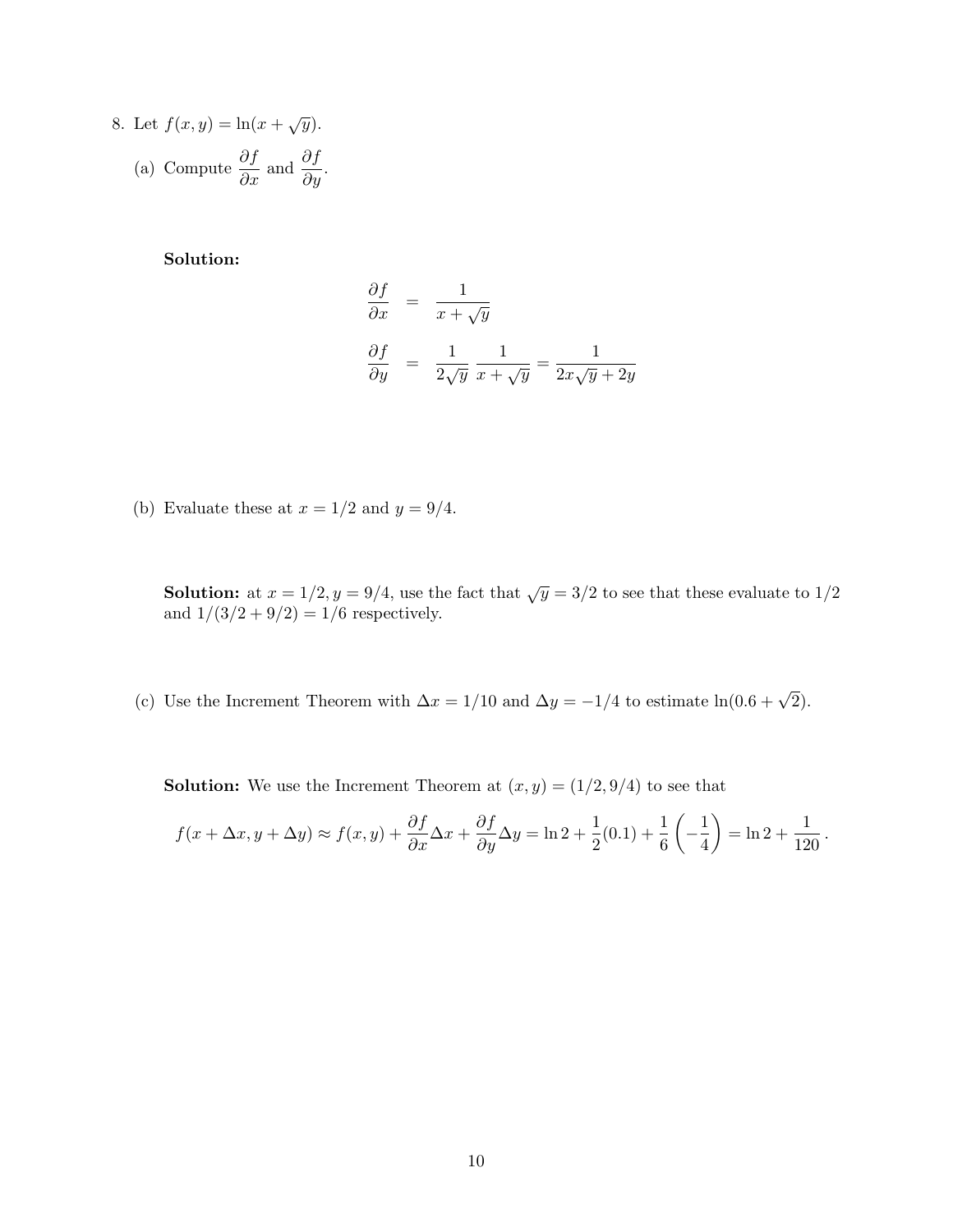8. Let $f(x, y) = \ln(x + \sqrt{y})$.

   (a) Compute $\dfrac{\partial f}{\partial x}$ and $\dfrac{\partial f}{\partial y}$.

   **Solution:**

$$
\begin{aligned}
\frac{\partial f}{\partial x} &= \frac{1}{x + \sqrt{y}} \\
\frac{\partial f}{\partial y} &= \frac{1}{2\sqrt{y}} \frac{1}{x + \sqrt{y}} = \frac{1}{2x\sqrt{y} + 2y}
\end{aligned}
$$

   (b) Evaluate these at $x = 1/2$ and $y = 9/4$.

   **Solution:** at $x = 1/2, y = 9/4$, use the fact that $\sqrt{y} = 3/2$ to see that these evaluate to $1/2$ and $1/(3/2 + 9/2) = 1/6$ respectively.

   (c) Use the Increment Theorem with $\Delta x = 1/10$ and $\Delta y = -1/4$ to estimate $\ln(0.6 + \sqrt{2})$.

   **Solution:** We use the Increment Theorem at $(x, y) = (1/2, 9/4)$ to see that

$$
f(x + \Delta x, y + \Delta y) \approx f(x, y) + \frac{\partial f}{\partial x}\Delta x + \frac{\partial f}{\partial y}\Delta y = \ln 2 + \frac{1}{2}(0.1) + \frac{1}{6}\left(-\frac{1}{4}\right) = \ln 2 + \frac{1}{120}\,.
$$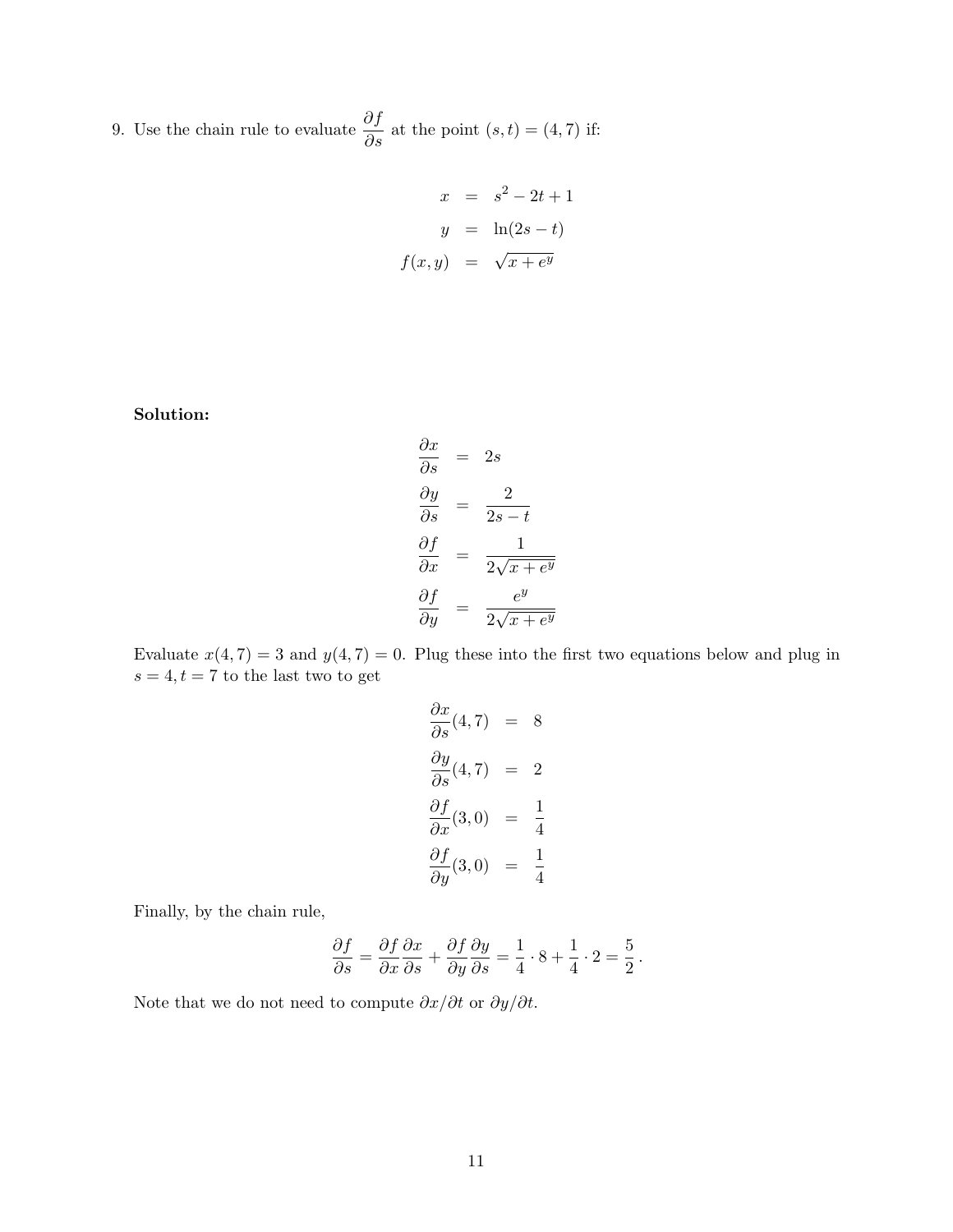9. Use the chain rule to evaluate $\frac{\partial f}{\partial s}$ at the point $(s, t) = (4, 7)$ if:

$$
\begin{aligned}
x &= s^2 - 2t + 1 \\
y &= \ln(2s - t) \\
f(x, y) &= \sqrt{x + e^y}
\end{aligned}
$$

**Solution:**

$$
\begin{aligned}
\frac{\partial x}{\partial s} &= 2s \\
\frac{\partial y}{\partial s} &= \frac{2}{2s - t} \\
\frac{\partial f}{\partial x} &= \frac{1}{2\sqrt{x + e^y}} \\
\frac{\partial f}{\partial y} &= \frac{e^y}{2\sqrt{x + e^y}}
\end{aligned}
$$

Evaluate $x(4, 7) = 3$ and $y(4, 7) = 0$. Plug these into the first two equations below and plug in $s = 4, t = 7$ to the last two to get

$$
\begin{aligned}
\frac{\partial x}{\partial s}(4, 7) &= 8 \\
\frac{\partial y}{\partial s}(4, 7) &= 2 \\
\frac{\partial f}{\partial x}(3, 0) &= \frac{1}{4} \\
\frac{\partial f}{\partial y}(3, 0) &= \frac{1}{4}
\end{aligned}
$$

Finally, by the chain rule,

$$
\frac{\partial f}{\partial s} = \frac{\partial f}{\partial x}\frac{\partial x}{\partial s} + \frac{\partial f}{\partial y}\frac{\partial y}{\partial s} = \frac{1}{4} \cdot 8 + \frac{1}{4} \cdot 2 = \frac{5}{2}.
$$

Note that we do not need to compute $\partial x / \partial t$ or $\partial y / \partial t$.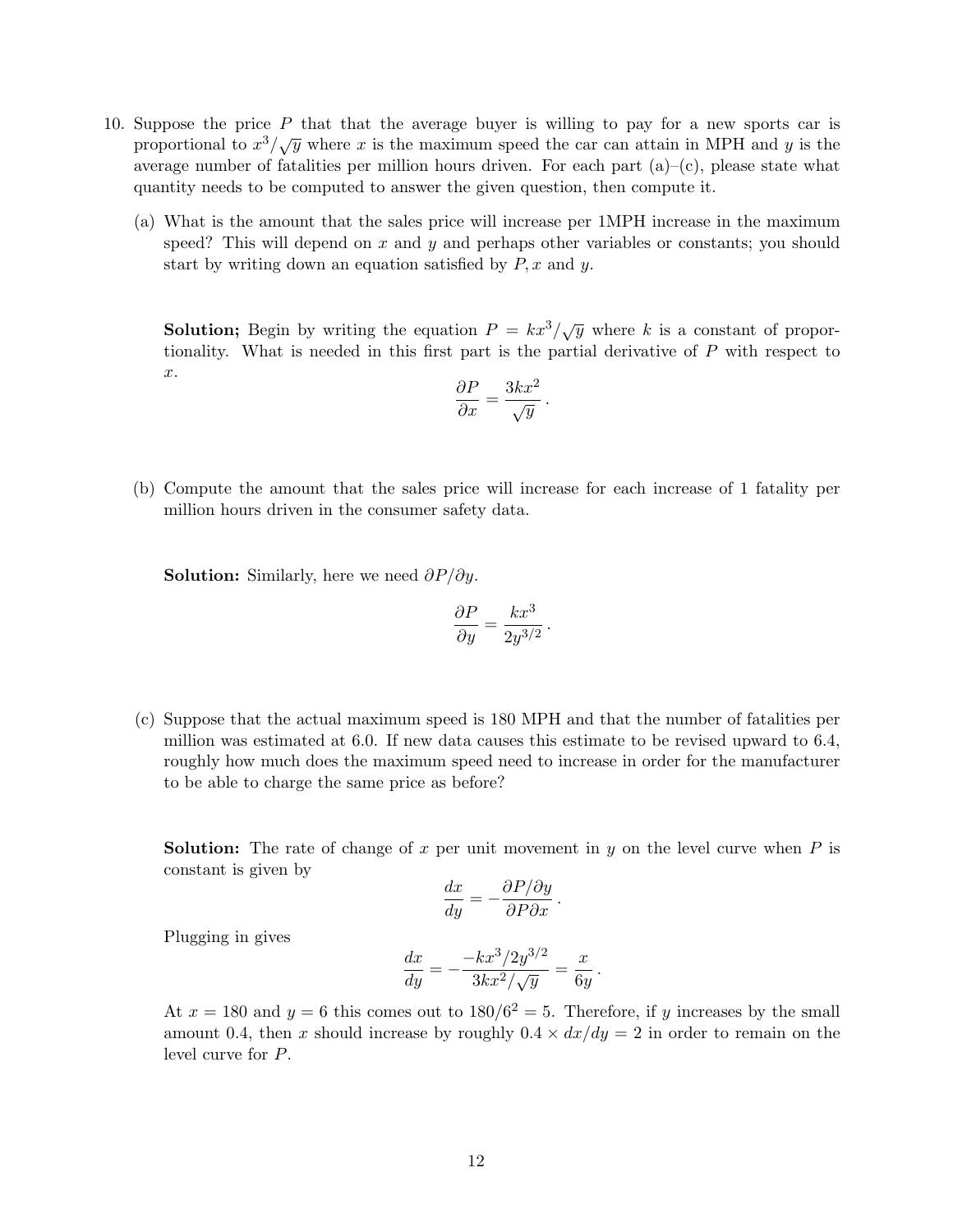10. Suppose the price $P$ that that the average buyer is willing to pay for a new sports car is proportional to $x^3/\sqrt{y}$ where $x$ is the maximum speed the car can attain in MPH and $y$ is the average number of fatalities per million hours driven. For each part (a)–(c), please state what quantity needs to be computed to answer the given question, then compute it.

   (a) What is the amount that the sales price will increase per 1MPH increase in the maximum speed? This will depend on $x$ and $y$ and perhaps other variables or constants; you should start by writing down an equation satisfied by $P, x$ and $y$.

   **Solution;** Begin by writing the equation $P = kx^3/\sqrt{y}$ where $k$ is a constant of proportionality. What is needed in this first part is the partial derivative of $P$ with respect to $x$.

   $$\frac{\partial P}{\partial x} = \frac{3kx^2}{\sqrt{y}} .$$

   (b) Compute the amount that the sales price will increase for each increase of 1 fatality per million hours driven in the consumer safety data.

   **Solution:** Similarly, here we need $\partial P/\partial y$.

   $$\frac{\partial P}{\partial y} = \frac{kx^3}{2y^{3/2}} .$$

   (c) Suppose that the actual maximum speed is 180 MPH and that the number of fatalities per million was estimated at 6.0. If new data causes this estimate to be revised upward to 6.4, roughly how much does the maximum speed need to increase in order for the manufacturer to be able to charge the same price as before?

   **Solution:** The rate of change of $x$ per unit movement in $y$ on the level curve when $P$ is constant is given by

   $$\frac{dx}{dy} = -\frac{\partial P/\partial y}{\partial P \partial x} .$$

   Plugging in gives

   $$\frac{dx}{dy} = -\frac{-kx^3/2y^{3/2}}{3kx^2/\sqrt{y}} = \frac{x}{6y} .$$

   At $x = 180$ and $y = 6$ this comes out to $180/6^2 = 5$. Therefore, if $y$ increases by the small amount 0.4, then $x$ should increase by roughly $0.4 \times dx/dy = 2$ in order to remain on the level curve for $P$.